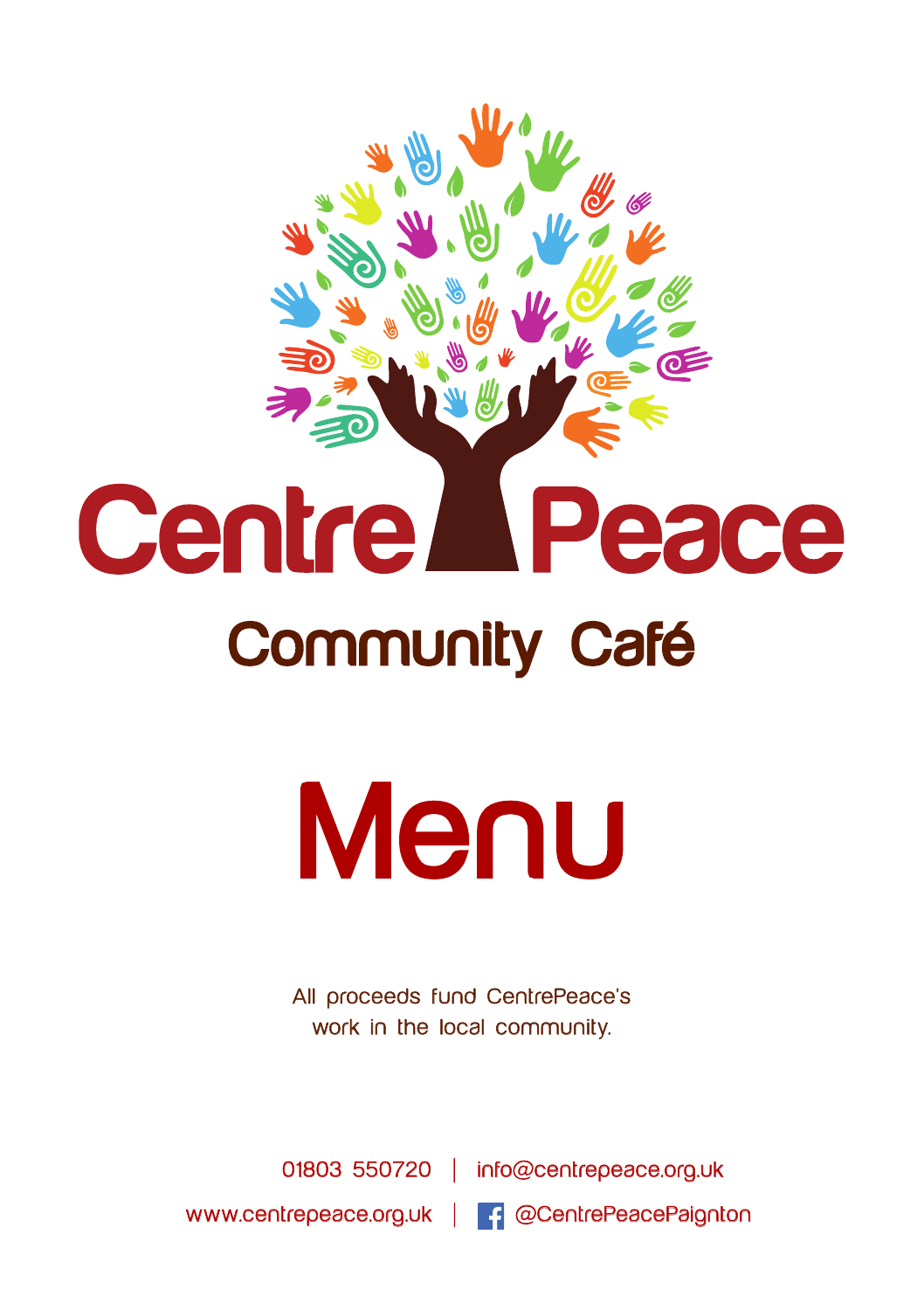# CentrePeace

## Community Café

# Menu

All proceeds fund CentrePeace's work in the local community.

01803 550720 | info@centrepeace.org.uk

www.centrepeace.org.uk | @CentrePeacePaignton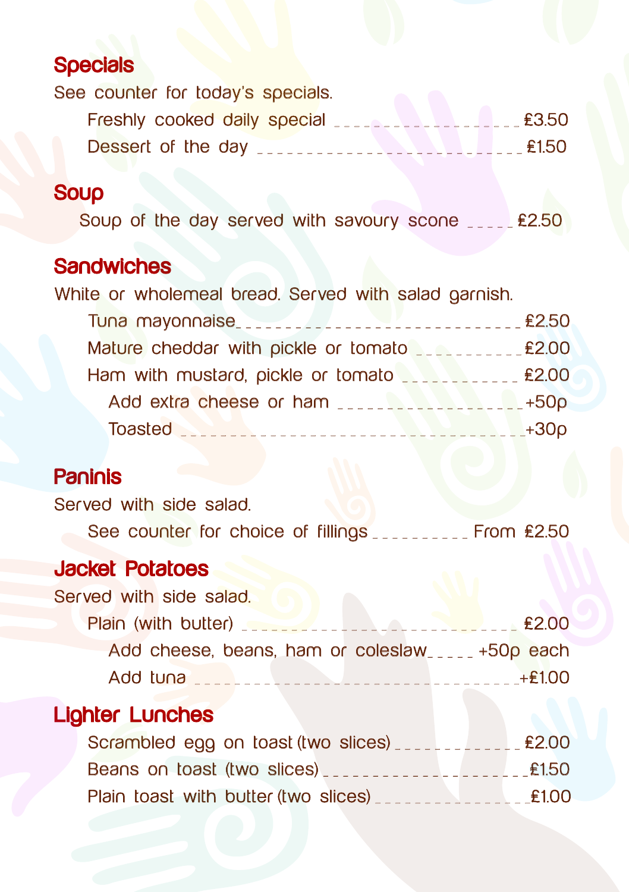## Specials

See counter for today's specials.

- Freshly cooked daily special ........ £3.50
- Dessert of the day ........ £1.50

## Soup

- Soup of the day served with savoury scone ........ £2.50

## Sandwiches

White or wholemeal bread. Served with salad garnish.

- Tuna mayonnaise ........ £2.50
- Mature cheddar with pickle or tomato ........ £2.00
- Ham with mustard, pickle or tomato ........ £2.00
  - Add extra cheese or ham ........ +50p
  - Toasted ........ +30p

## Paninis

Served with side salad.

- See counter for choice of fillings ........ From £2.50

## Jacket Potatoes

Served with side salad.

- Plain (with butter) ........ £2.00
  - Add cheese, beans, ham or coleslaw ........ +50p each
  - Add tuna ........ +£1.00

## Lighter Lunches

- Scrambled egg on toast (two slices) ........ £2.00
- Beans on toast (two slices) ........ £1.50
- Plain toast with butter (two slices) ........ £1.00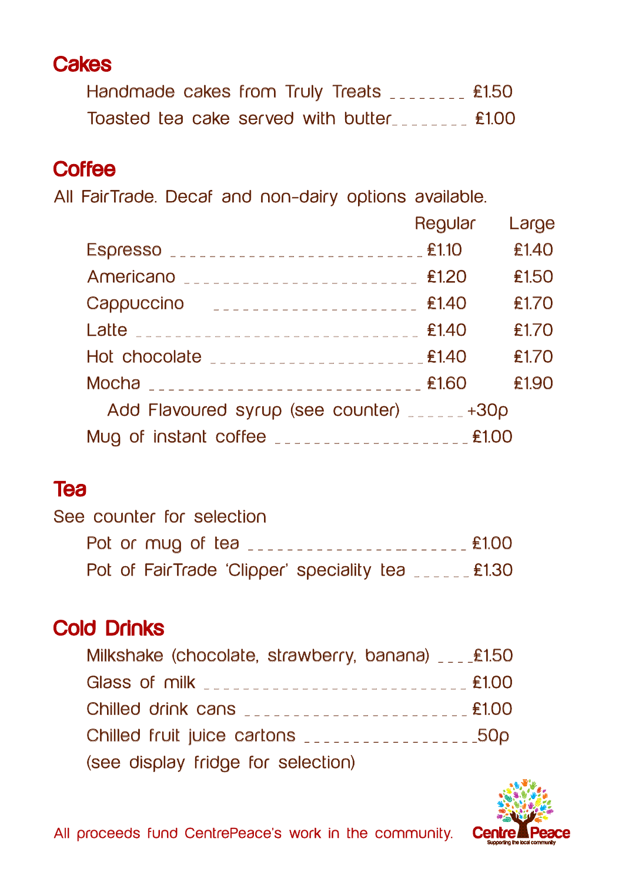## Cakes

Handmade cakes from Truly Treats ________ £1.50

Toasted tea cake served with butter________ £1.00

## Coffee

All FairTrade. Decaf and non-dairy options available.

| | Regular | Large |
|---|---|---|
| Espresso | £1.10 | £1.40 |
| Americano | £1.20 | £1.50 |
| Cappuccino | £1.40 | £1.70 |
| Latte | £1.40 | £1.70 |
| Hot chocolate | £1.40 | £1.70 |
| Mocha | £1.60 | £1.90 |

Add Flavoured syrup (see counter) ______+30p

Mug of instant coffee ____________________£1.00

## Tea

See counter for selection

Pot or mug of tea ______________________£1.00

Pot of FairTrade 'Clipper' speciality tea ______£1.30

## Cold Drinks

Milkshake (chocolate, strawberry, banana) ____£1.50

Glass of milk ___________________________£1.00

Chilled drink cans _______________________£1.00

Chilled fruit juice cartons _________________50p

(see display fridge for selection)

All proceeds fund CentrePeace's work in the community.

CentrePeace
Supporting the local community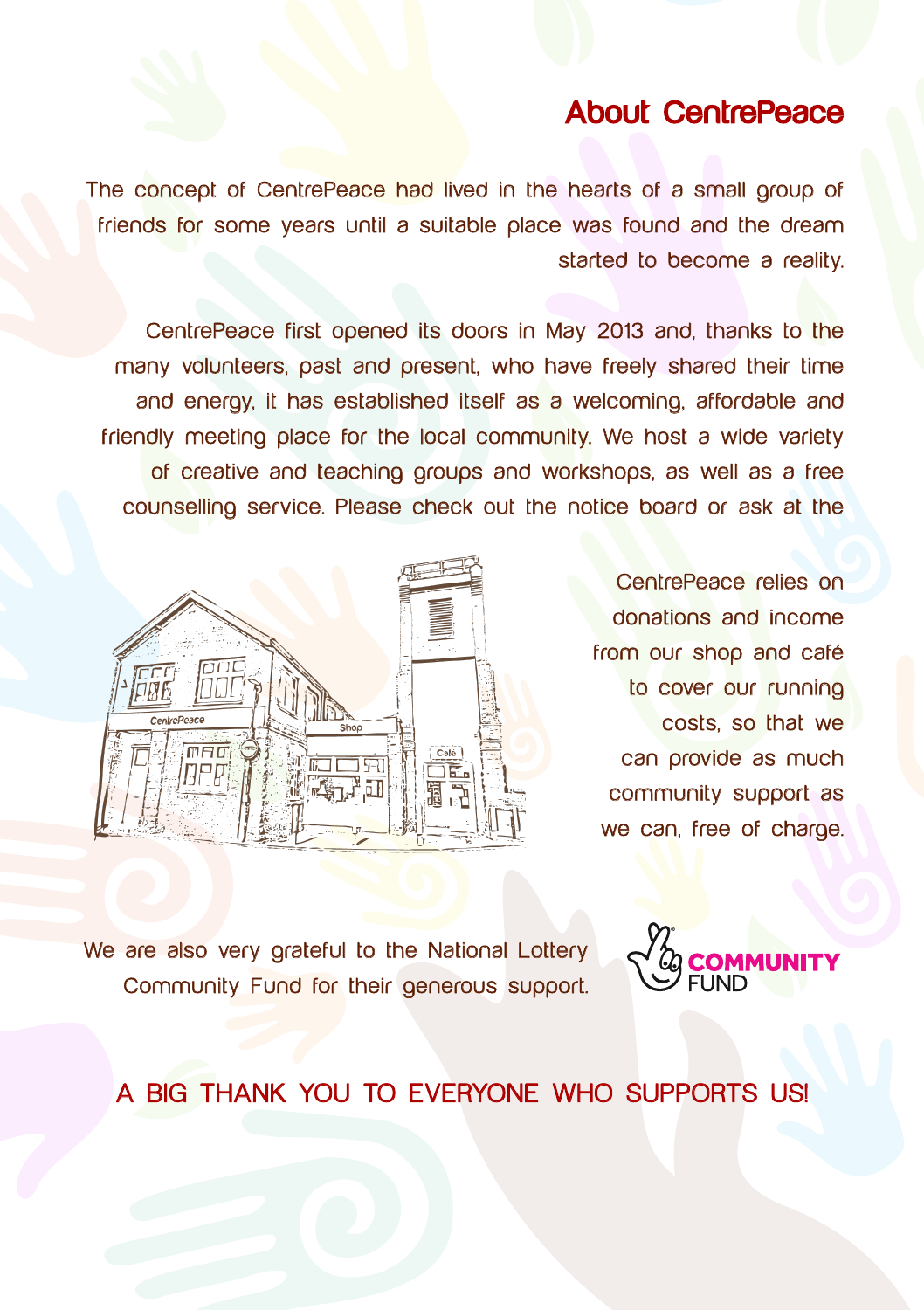## About CentrePeace

The concept of CentrePeace had lived in the hearts of a small group of friends for some years until a suitable place was found and the dream started to become a reality.

CentrePeace first opened its doors in May 2013 and, thanks to the many volunteers, past and present, who have freely shared their time and energy, it has established itself as a welcoming, affordable and friendly meeting place for the local community. We host a wide variety of creative and teaching groups and workshops, as well as a free counselling service. Please check out the notice board or ask at the

CentrePeace relies on donations and income from our shop and café to cover our running costs, so that we can provide as much community support as we can, free of charge.

We are also very grateful to the National Lottery Community Fund for their generous support.

COMMUNITY FUND

A BIG THANK YOU TO EVERYONE WHO SUPPORTS US!